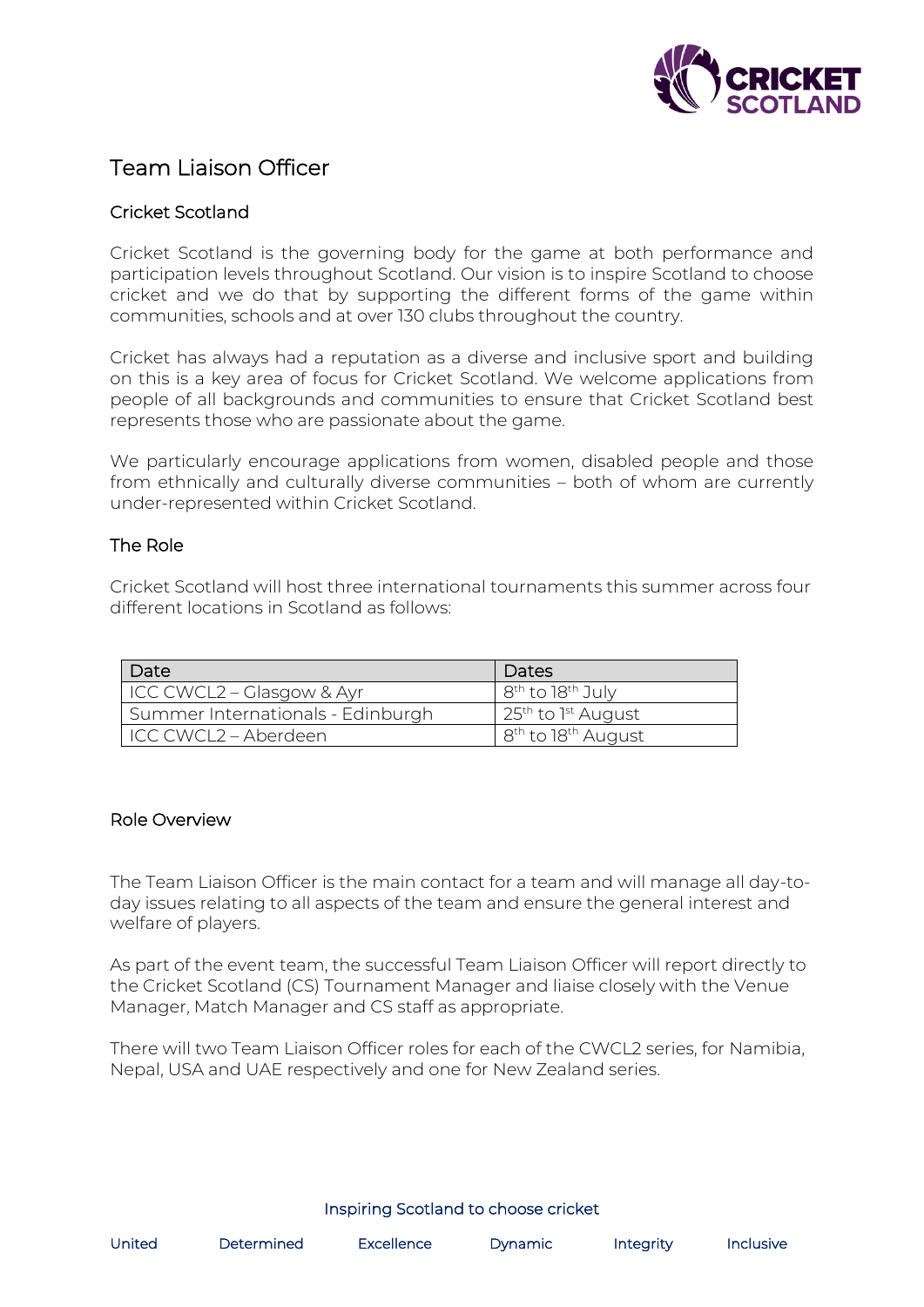# Team Liaison Officer

## Cricket Scotland

Cricket Scotland is the governing body for the game at both performance and participation levels throughout Scotland. Our vision is to inspire Scotland to choose cricket and we do that by supporting the different forms of the game within communities, schools and at over 130 clubs throughout the country.

Cricket has always had a reputation as a diverse and inclusive sport and building on this is a key area of focus for Cricket Scotland. We welcome applications from people of all backgrounds and communities to ensure that Cricket Scotland best represents those who are passionate about the game.

We particularly encourage applications from women, disabled people and those from ethnically and culturally diverse communities – both of whom are currently under-represented within Cricket Scotland.

## The Role

Cricket Scotland will host three international tournaments this summer across four different locations in Scotland as follows:

| Date | Dates |
|---|---|
| ICC CWCL2 – Glasgow & Ayr | 8th to 18th July |
| Summer Internationals - Edinburgh | 25th to 1st August |
| ICC CWCL2 – Aberdeen | 8th to 18th August |

## Role Overview

The Team Liaison Officer is the main contact for a team and will manage all day-to-day issues relating to all aspects of the team and ensure the general interest and welfare of players.

As part of the event team, the successful Team Liaison Officer will report directly to the Cricket Scotland (CS) Tournament Manager and liaise closely with the Venue Manager, Match Manager and CS staff as appropriate.

There will two Team Liaison Officer roles for each of the CWCL2 series, for Namibia, Nepal, USA and UAE respectively and one for New Zealand series.

Inspiring Scotland to choose cricket

United Determined Excellence Dynamic Integrity Inclusive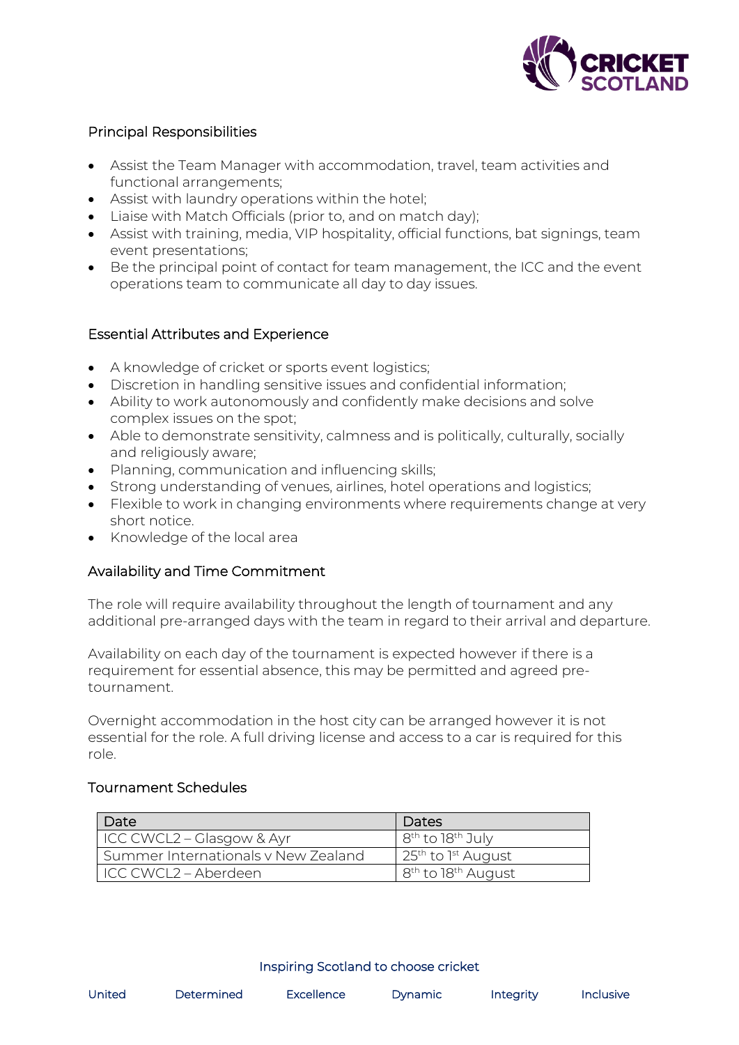## Principal Responsibilities

- Assist the Team Manager with accommodation, travel, team activities and functional arrangements;
- Assist with laundry operations within the hotel;
- Liaise with Match Officials (prior to, and on match day);
- Assist with training, media, VIP hospitality, official functions, bat signings, team event presentations;
- Be the principal point of contact for team management, the ICC and the event operations team to communicate all day to day issues.

## Essential Attributes and Experience

- A knowledge of cricket or sports event logistics;
- Discretion in handling sensitive issues and confidential information;
- Ability to work autonomously and confidently make decisions and solve complex issues on the spot;
- Able to demonstrate sensitivity, calmness and is politically, culturally, socially and religiously aware;
- Planning, communication and influencing skills;
- Strong understanding of venues, airlines, hotel operations and logistics;
- Flexible to work in changing environments where requirements change at very short notice.
- Knowledge of the local area

## Availability and Time Commitment

The role will require availability throughout the length of tournament and any additional pre-arranged days with the team in regard to their arrival and departure.

Availability on each day of the tournament is expected however if there is a requirement for essential absence, this may be permitted and agreed pre-tournament.

Overnight accommodation in the host city can be arranged however it is not essential for the role. A full driving license and access to a car is required for this role.

## Tournament Schedules

| Date | Dates |
|---|---|
| ICC CWCL2 – Glasgow & Ayr | 8th to 18th July |
| Summer Internationals v New Zealand | 25th to 1st August |
| ICC CWCL2 – Aberdeen | 8th to 18th August |

Inspiring Scotland to choose cricket

United Determined Excellence Dynamic Integrity Inclusive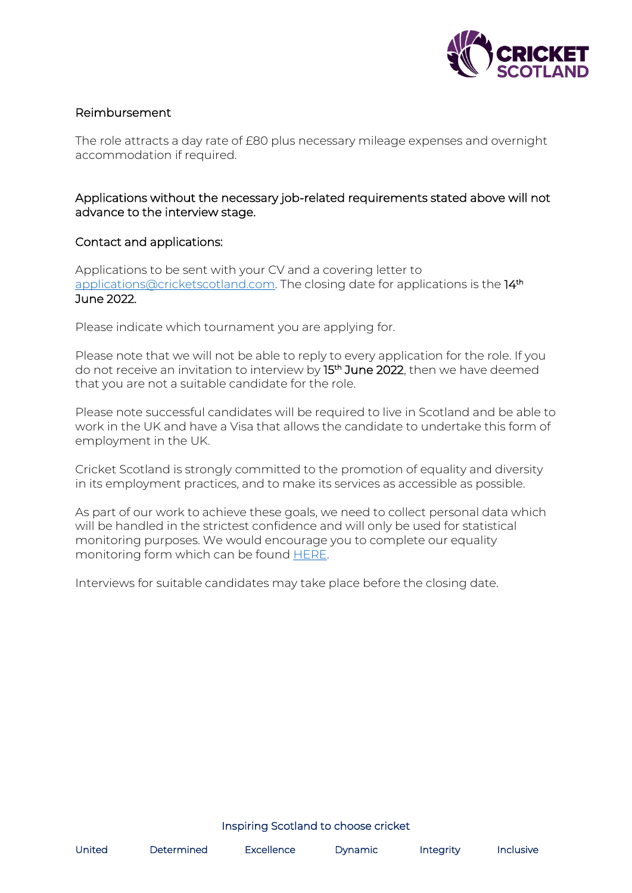## Reimbursement

The role attracts a day rate of £80 plus necessary mileage expenses and overnight accommodation if required.

**Applications without the necessary job-related requirements stated above will not advance to the interview stage.**

## Contact and applications:

Applications to be sent with your CV and a covering letter to [applications@cricketscotland.com](mailto:applications@cricketscotland.com). The closing date for applications is the **14th June 2022.**

Please indicate which tournament you are applying for.

Please note that we will not be able to reply to every application for the role. If you do not receive an invitation to interview by **15th June 2022**, then we have deemed that you are not a suitable candidate for the role.

Please note successful candidates will be required to live in Scotland and be able to work in the UK and have a Visa that allows the candidate to undertake this form of employment in the UK.

Cricket Scotland is strongly committed to the promotion of equality and diversity in its employment practices, and to make its services as accessible as possible.

As part of our work to achieve these goals, we need to collect personal data which will be handled in the strictest confidence and will only be used for statistical monitoring purposes. We would encourage you to complete our equality monitoring form which can be found HERE.

Interviews for suitable candidates may take place before the closing date.